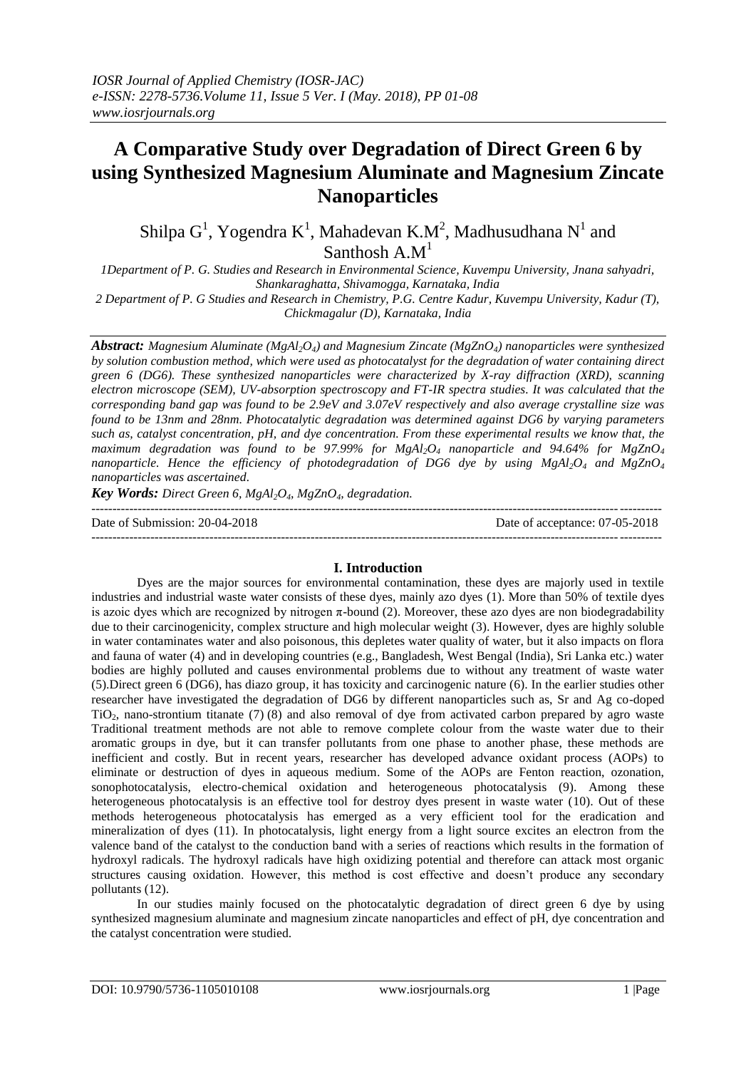# A Comparative Study over Degradation of Direct Green 6 by using Synthesized Magnesium Aluminate and Magnesium Zincate Nanoparticles

Shilpa G[1], Yogendra K[1], Mahadevan K.M[2], Madhusudhana N[1] and Santhosh A.M[1]

*1Department of P. G. Studies and Research in Environmental Science, Kuvempu University, Jnana sahyadri, Shankaraghatta, Shivamogga, Karnataka, India*

*2 Department of P. G Studies and Research in Chemistry, P.G. Centre Kadur, Kuvempu University, Kadur (T), Chickmagalur (D), Karnataka, India*

***Abstract:*** *Magnesium Aluminate ($MgAl_2O_4$) and Magnesium Zincate ($MgZnO_4$) nanoparticles were synthesized by solution combustion method, which were used as photocatalyst for the degradation of water containing direct green 6 (DG6). These synthesized nanoparticles were characterized by X-ray diffraction (XRD), scanning electron microscope (SEM), UV-absorption spectroscopy and FT-IR spectra studies. It was calculated that the corresponding band gap was found to be 2.9eV and 3.07eV respectively and also average crystalline size was found to be 13nm and 28nm. Photocatalytic degradation was determined against DG6 by varying parameters such as, catalyst concentration, pH, and dye concentration. From these experimental results we know that, the maximum degradation was found to be 97.99% for $MgAl_2O_4$ nanoparticle and 94.64% for $MgZnO_4$ nanoparticle. Hence the efficiency of photodegradation of DG6 dye by using $MgAl_2O_4$ and $MgZnO_4$ nanoparticles was ascertained.*

***Key Words:*** *Direct Green 6, $MgAl_2O_4$, $MgZnO_4$, degradation.*

Date of Submission: 20-04-2018 Date of acceptance: 07-05-2018

## I. Introduction

Dyes are the major sources for environmental contamination, these dyes are majorly used in textile industries and industrial waste water consists of these dyes, mainly azo dyes (1). More than 50% of textile dyes is azoic dyes which are recognized by nitrogen π-bound (2). Moreover, these azo dyes are non biodegradability due to their carcinogenicity, complex structure and high molecular weight (3). However, dyes are highly soluble in water contaminates water and also poisonous, this depletes water quality of water, but it also impacts on flora and fauna of water (4) and in developing countries (e.g., Bangladesh, West Bengal (India), Sri Lanka etc.) water bodies are highly polluted and causes environmental problems due to without any treatment of waste water (5).Direct green 6 (DG6), has diazo group, it has toxicity and carcinogenic nature (6). In the earlier studies other researcher have investigated the degradation of DG6 by different nanoparticles such as, Sr and Ag co-doped $TiO_2$, nano-strontium titanate (7) (8) and also removal of dye from activated carbon prepared by agro waste Traditional treatment methods are not able to remove complete colour from the waste water due to their aromatic groups in dye, but it can transfer pollutants from one phase to another phase, these methods are inefficient and costly. But in recent years, researcher has developed advance oxidant process (AOPs) to eliminate or destruction of dyes in aqueous medium. Some of the AOPs are Fenton reaction, ozonation, sonophotocatalysis, electro-chemical oxidation and heterogeneous photocatalysis (9). Among these heterogeneous photocatalysis is an effective tool for destroy dyes present in waste water (10). Out of these methods heterogeneous photocatalysis has emerged as a very efficient tool for the eradication and mineralization of dyes (11). In photocatalysis, light energy from a light source excites an electron from the valence band of the catalyst to the conduction band with a series of reactions which results in the formation of hydroxyl radicals. The hydroxyl radicals have high oxidizing potential and therefore can attack most organic structures causing oxidation. However, this method is cost effective and doesn't produce any secondary pollutants (12).

In our studies mainly focused on the photocatalytic degradation of direct green 6 dye by using synthesized magnesium aluminate and magnesium zincate nanoparticles and effect of pH, dye concentration and the catalyst concentration were studied.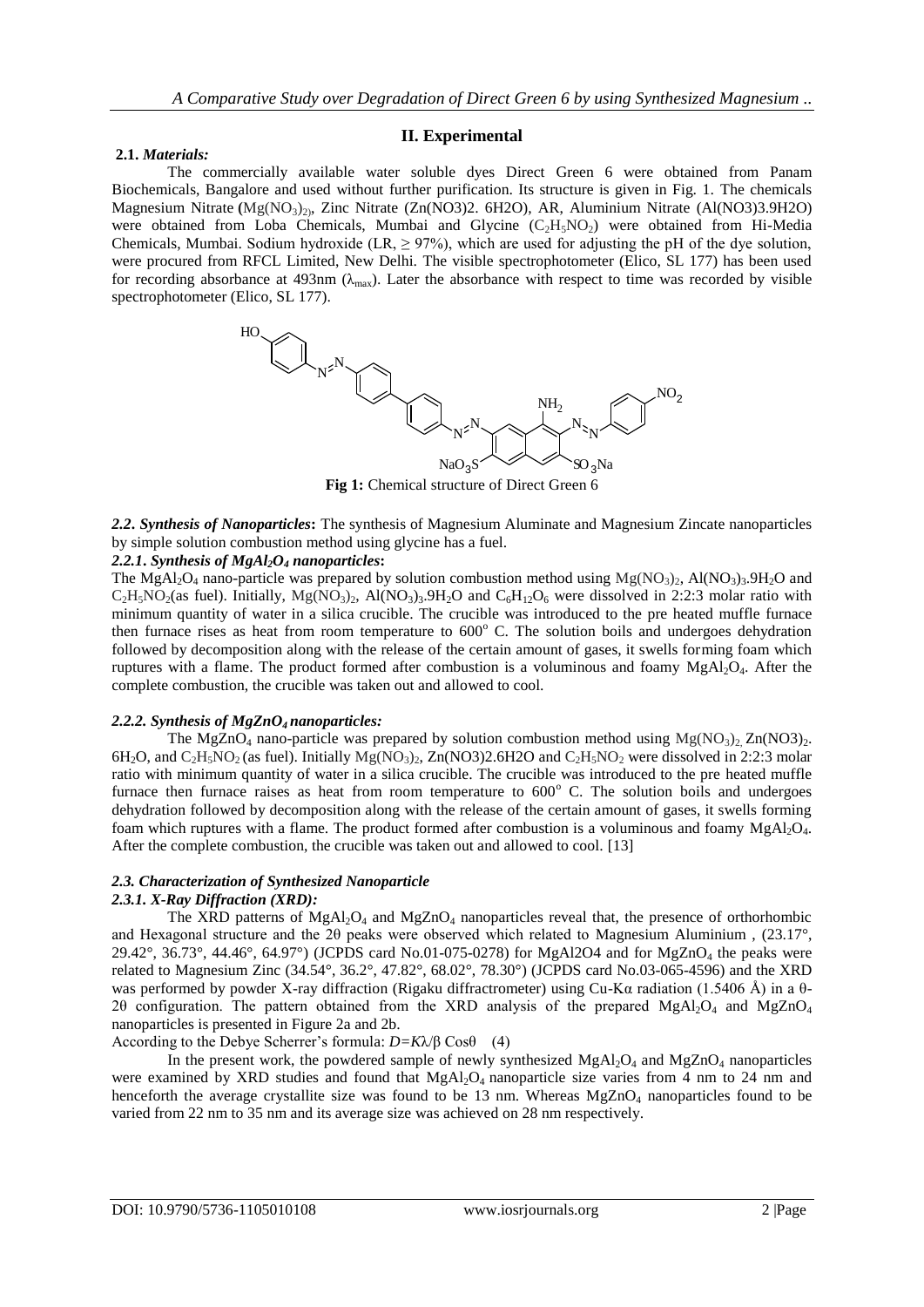## II. Experimental

### 2.1. *Materials:*

The commercially available water soluble dyes Direct Green 6 were obtained from Panam Biochemicals, Bangalore and used without further purification. Its structure is given in Fig. 1. The chemicals Magnesium Nitrate ($Mg(NO_3)_2$), Zinc Nitrate (Zn(NO3)2. 6H2O), AR, Aluminium Nitrate (Al(NO3)3.9H2O) were obtained from Loba Chemicals, Mumbai and Glycine ($C_2H_5NO_2$) were obtained from Hi-Media Chemicals, Mumbai. Sodium hydroxide (LR, ≥ 97%), which are used for adjusting the pH of the dye solution, were procured from RFCL Limited, New Delhi. The visible spectrophotometer (Elico, SL 177) has been used for recording absorbance at 493nm ($\lambda_{max}$). Later the absorbance with respect to time was recorded by visible spectrophotometer (Elico, SL 177).

**Fig 1:** Chemical structure of Direct Green 6

***2.2. Synthesis of Nanoparticles*:** The synthesis of Magnesium Aluminate and Magnesium Zincate nanoparticles by simple solution combustion method using glycine has a fuel.

#### *2.2.1. Synthesis of $MgAl_2O_4$ nanoparticles*:

The $MgAl_2O_4$ nano-particle was prepared by solution combustion method using $Mg(NO_3)_2$, $Al(NO_3)_3.9H_2O$ and $C_2H_5NO_2$(as fuel). Initially, $Mg(NO_3)_2$, $Al(NO_3)_3.9H_2O$ and $C_6H_{12}O_6$ were dissolved in 2:2:3 molar ratio with minimum quantity of water in a silica crucible. The crucible was introduced to the pre heated muffle furnace then furnace rises as heat from room temperature to 600° C. The solution boils and undergoes dehydration followed by decomposition along with the release of the certain amount of gases, it swells forming foam which ruptures with a flame. The product formed after combustion is a voluminous and foamy $MgAl_2O_4$. After the complete combustion, the crucible was taken out and allowed to cool.

#### *2.2.2. Synthesis of $MgZnO_4$ nanoparticles:*

The $MgZnO_4$ nano-particle was prepared by solution combustion method using $Mg(NO_3)_2$, Zn(NO3)$_2$. 6H$_2$O, and $C_2H_5NO_2$ (as fuel). Initially $Mg(NO_3)_2$, Zn(NO3)2.6H2O and $C_2H_5NO_2$ were dissolved in 2:2:3 molar ratio with minimum quantity of water in a silica crucible. The crucible was introduced to the pre heated muffle furnace then furnace raises as heat from room temperature to 600° C. The solution boils and undergoes dehydration followed by decomposition along with the release of the certain amount of gases, it swells forming foam which ruptures with a flame. The product formed after combustion is a voluminous and foamy $MgAl_2O_4$. After the complete combustion, the crucible was taken out and allowed to cool. [13]

### *2.3. Characterization of Synthesized Nanoparticle*

#### *2.3.1. X-Ray Diffraction (XRD):*

The XRD patterns of $MgAl_2O_4$ and $MgZnO_4$ nanoparticles reveal that, the presence of orthorhombic and Hexagonal structure and the 2θ peaks were observed which related to Magnesium Aluminium , (23.17°, 29.42°, 36.73°, 44.46°, 64.97°) (JCPDS card No.01-075-0278) for MgAl2O4 and for $MgZnO_4$ the peaks were related to Magnesium Zinc (34.54°, 36.2°, 47.82°, 68.02°, 78.30°) (JCPDS card No.03-065-4596) and the XRD was performed by powder X-ray diffraction (Rigaku diffractrometer) using Cu-Kα radiation (1.5406 Å) in a θ-2θ configuration. The pattern obtained from the XRD analysis of the prepared $MgAl_2O_4$ and $MgZnO_4$ nanoparticles is presented in Figure 2a and 2b.

According to the Debye Scherrer's formula: $D=K\lambda/\beta \, Cos\theta$ (4)

In the present work, the powdered sample of newly synthesized $MgAl_2O_4$ and $MgZnO_4$ nanoparticles were examined by XRD studies and found that $MgAl_2O_4$ nanoparticle size varies from 4 nm to 24 nm and henceforth the average crystallite size was found to be 13 nm. Whereas $MgZnO_4$ nanoparticles found to be varied from 22 nm to 35 nm and its average size was achieved on 28 nm respectively.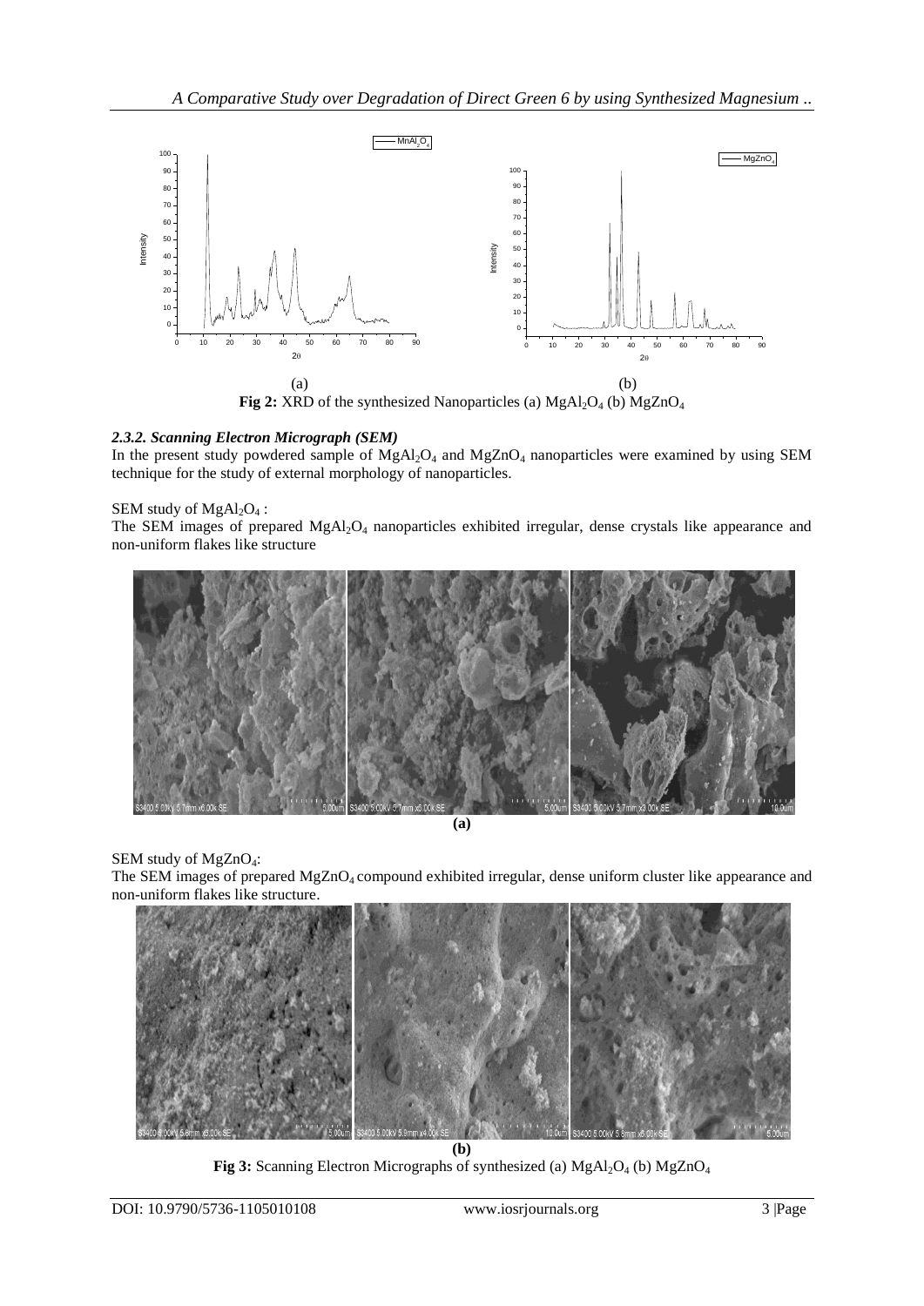MnAl$_2$O$_4$

Intensity

100
90
80
70
60
50
40
30
20
10
0

0 10 20 30 40 50 60 70 80 90

2θ

MgZnO$_4$

Intensity

100
90
80
70
60
50
40
30
20
10
0

0 10 20 30 40 50 60 70 80 90

2θ

(a) (b)

**Fig 2:** XRD of the synthesized Nanoparticles (a) $MgAl_2O_4$ (b) $MgZnO_4$

### *2.3.2. Scanning Electron Micrograph (SEM)*

In the present study powdered sample of $MgAl_2O_4$ and $MgZnO_4$ nanoparticles were examined by using SEM technique for the study of external morphology of nanoparticles.

SEM study of $MgAl_2O_4$ :

The SEM images of prepared $MgAl_2O_4$ nanoparticles exhibited irregular, dense crystals like appearance and non-uniform flakes like structure

S3400 5.00kV 5.7mm x6.00k SE 5.00um

S3400 5.00kV 5.7mm x6.00k SE 5.00um

S3400 5.00kV 5.7mm x3.00k SE 10.0um

**(a)**

SEM study of $MgZnO_4$:

The SEM images of prepared $MgZnO_4$ compound exhibited irregular, dense uniform cluster like appearance and non-uniform flakes like structure.

S3400 5.00kV 5.8mm x3.00k SE 5.00um

S3400 5.00kV 5.9mm x4.00k SE 10.0um

S3400 5.00kV 5.8mm x6.00k SE 5.00um

**(b)**

**Fig 3:** Scanning Electron Micrographs of synthesized (a) $MgAl_2O_4$ (b) $MgZnO_4$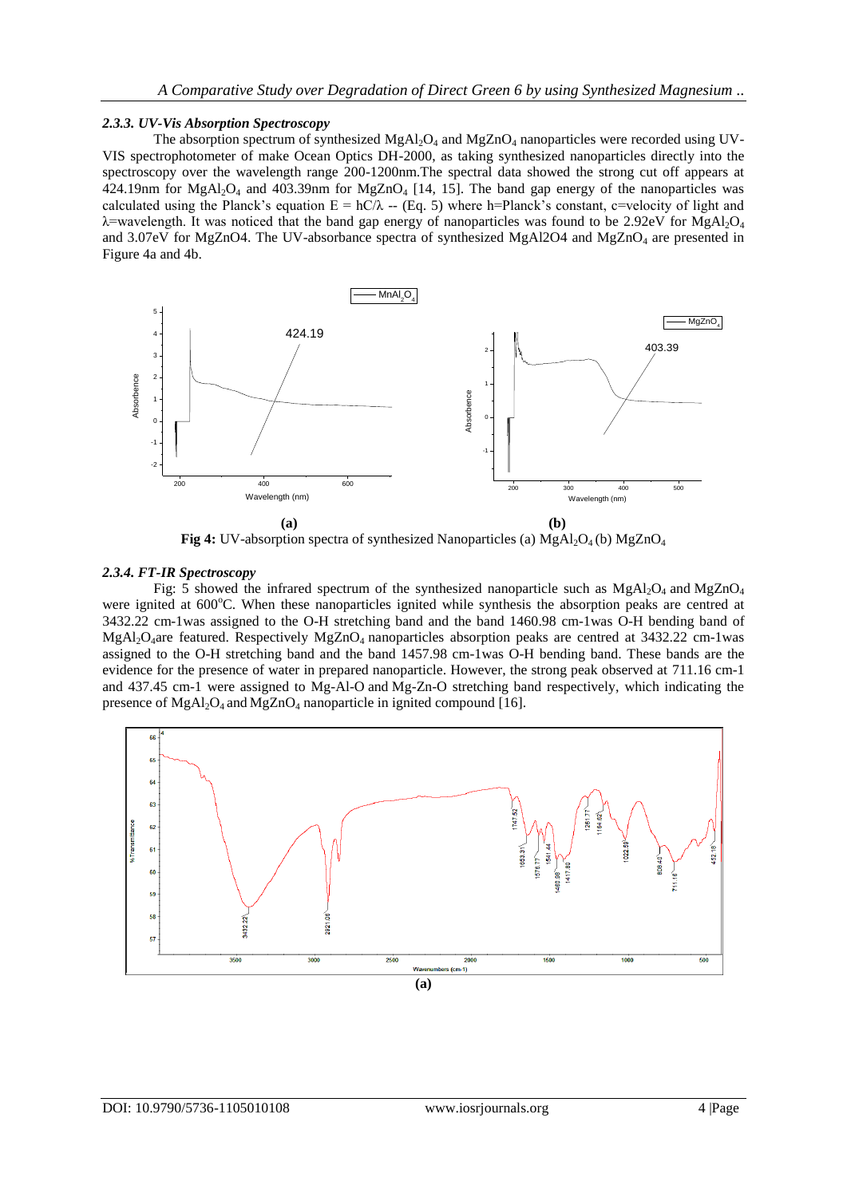### 2.3.3. UV-Vis Absorption Spectroscopy

The absorption spectrum of synthesized $MgAl_2O_4$ and $MgZnO_4$ nanoparticles were recorded using UV-VIS spectrophotometer of make Ocean Optics DH-2000, as taking synthesized nanoparticles directly into the spectroscopy over the wavelength range 200-1200nm.The spectral data showed the strong cut off appears at 424.19nm for $MgAl_2O_4$ and 403.39nm for $MgZnO_4$ [14, 15]. The band gap energy of the nanoparticles was calculated using the Planck's equation $E = hC/\lambda$ -- (Eq. 5) where h=Planck's constant, c=velocity of light and $\lambda$=wavelength. It was noticed that the band gap energy of nanoparticles was found to be 2.92eV for $MgAl_2O_4$ and 3.07eV for MgZnO4. The UV-absorbance spectra of synthesized MgAl2O4 and $MgZnO_4$ are presented in Figure 4a and 4b.

MnAl2O4
424.19
Absorbance
Wavelength (nm)

MgZnO4
403.39
Absorbance
Wavelength (nm)

**(a)** **(b)**

**Fig 4:** UV-absorption spectra of synthesized Nanoparticles (a) $MgAl_2O_4$ (b) $MgZnO_4$

### 2.3.4. FT-IR Spectroscopy

Fig: 5 showed the infrared spectrum of the synthesized nanoparticle such as $MgAl_2O_4$ and $MgZnO_4$ were ignited at 600°C. When these nanoparticles ignited while synthesis the absorption peaks are centred at 3432.22 cm-1was assigned to the O-H stretching band and the band 1460.98 cm-1was O-H bending band of $MgAl_2O_4$are featured. Respectively $MgZnO_4$ nanoparticles absorption peaks are centred at 3432.22 cm-1was assigned to the O-H stretching band and the band 1457.98 cm-1was O-H bending band. These bands are the evidence for the presence of water in prepared nanoparticle. However, the strong peak observed at 711.16 cm-1 and 437.45 cm-1 were assigned to Mg-Al-O and Mg-Zn-O stretching band respectively, which indicating the presence of $MgAl_2O_4$ and $MgZnO_4$ nanoparticle in ignited compound [16].

%Transmittance
3432.22 2921.08 1747.52 1653.31 1576.77 1541.44 1460.98 1417.80 1261.77 1164.62 1022.59 809.40 711.16 452.16
Wavenumbers (cm-1)

**(a)**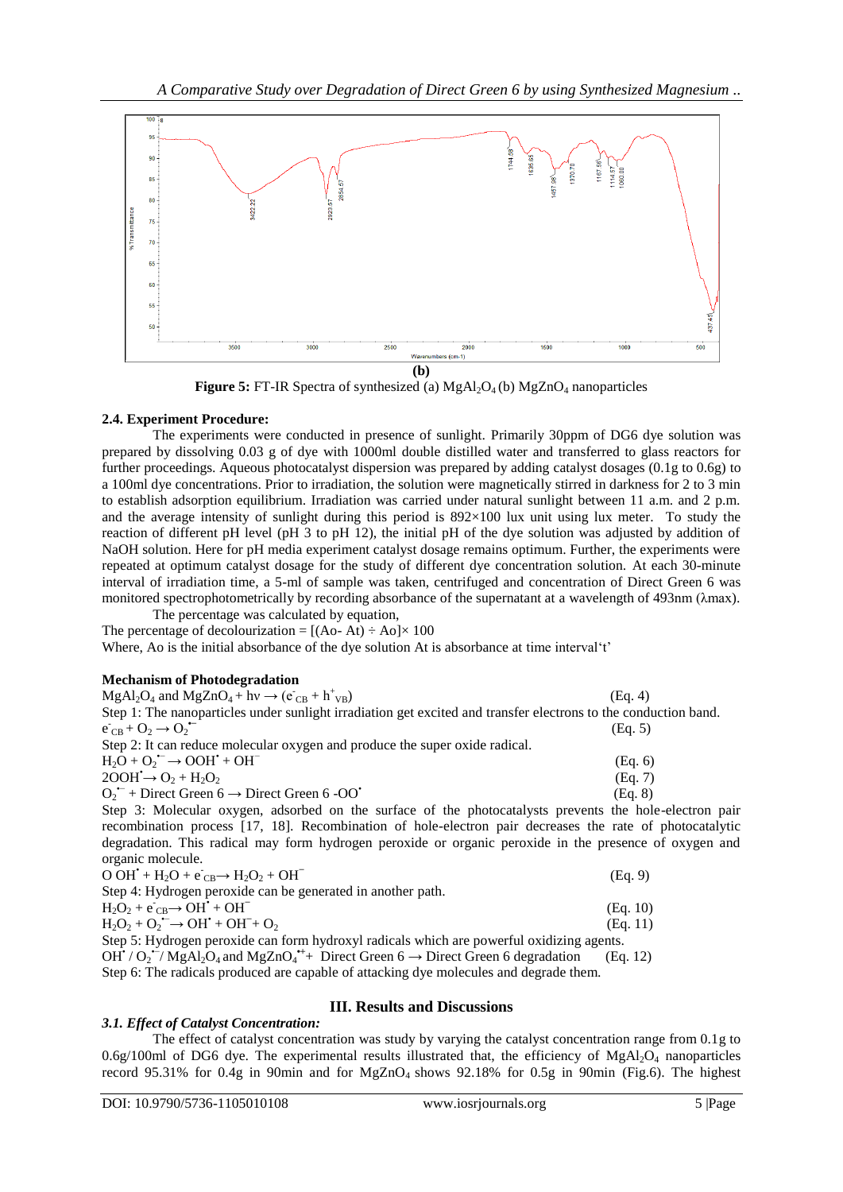100
95
90
85
80
75
70
65
60
55
50

% Transmittance

3422.22
2923.57
2854.57
1744.59
1635.65
1457.98
1370.70
1167.56
1114.57
1060.00
437.45

3500
3000
2500
2000
1500
1000
500

Wavenumbers (cm-1)

**(b)**

**Figure 5:** FT-IR Spectra of synthesized (a) $MgAl_2O_4$ (b) $MgZnO_4$ nanoparticles

### 2.4. Experiment Procedure:

The experiments were conducted in presence of sunlight. Primarily 30ppm of DG6 dye solution was prepared by dissolving 0.03 g of dye with 1000ml double distilled water and transferred to glass reactors for further proceedings. Aqueous photocatalyst dispersion was prepared by adding catalyst dosages (0.1g to 0.6g) to a 100ml dye concentrations. Prior to irradiation, the solution were magnetically stirred in darkness for 2 to 3 min to establish adsorption equilibrium. Irradiation was carried under natural sunlight between 11 a.m. and 2 p.m. and the average intensity of sunlight during this period is 892×100 lux unit using lux meter. To study the reaction of different pH level (pH 3 to pH 12), the initial pH of the dye solution was adjusted by addition of NaOH solution. Here for pH media experiment catalyst dosage remains optimum. Further, the experiments were repeated at optimum catalyst dosage for the study of different dye concentration solution. At each 30-minute interval of irradiation time, a 5-ml of sample was taken, centrifuged and concentration of Direct Green 6 was monitored spectrophotometrically by recording absorbance of the supernatant at a wavelength of 493nm (λmax).

The percentage was calculated by equation,

The percentage of decolourization = $[(Ao- At) \div Ao]\times 100$

Where, Ao is the initial absorbance of the dye solution At is absorbance at time interval't'

**Mechanism of Photodegradation**

$MgAl_2O_4$ and $MgZnO_4 + h\nu \rightarrow (e^-_{CB} + h^+_{VB})$ (Eq. 4)

Step 1: The nanoparticles under sunlight irradiation get excited and transfer electrons to the conduction band.

$e^-_{CB} + O_2 \rightarrow O_2^{\bullet-}$ (Eq. 5)

Step 2: It can reduce molecular oxygen and produce the super oxide radical.

$H_2O + O_2^{\bullet-} \rightarrow OOH^{\bullet} + OH^-$ (Eq. 6)

$2OOH^{\bullet} \rightarrow O_2 + H_2O_2$ (Eq. 7)

$O_2^{\bullet-}$ + Direct Green 6 → Direct Green 6 $-OO^{\bullet}$ (Eq. 8)

Step 3: Molecular oxygen, adsorbed on the surface of the photocatalysts prevents the hole-electron pair recombination process [17, 18]. Recombination of hole-electron pair decreases the rate of photocatalytic degradation. This radical may form hydrogen peroxide or organic peroxide in the presence of oxygen and organic molecule.

$O\ OH^{\bullet} + H_2O + e^-_{CB} \rightarrow H_2O_2 + OH^-$ (Eq. 9)

Step 4: Hydrogen peroxide can be generated in another path.

$H_2O_2 + e^-_{CB} \rightarrow OH^{\bullet} + OH^-$ (Eq. 10)

$H_2O_2 + O_2^{\bullet-} \rightarrow OH^{\bullet} + OH^- + O_2$ (Eq. 11)

Step 5: Hydrogen peroxide can form hydroxyl radicals which are powerful oxidizing agents.

$OH^{\bullet} / O_2^{\bullet-} / MgAl_2O_4$ and $MgZnO_4^{\bullet+}$ + Direct Green 6 → Direct Green 6 degradation (Eq. 12)

Step 6: The radicals produced are capable of attacking dye molecules and degrade them.

## III. Results and Discussions

### *3.1. Effect of Catalyst Concentration:*

The effect of catalyst concentration was study by varying the catalyst concentration range from 0.1g to 0.6g/100ml of DG6 dye. The experimental results illustrated that, the efficiency of $MgAl_2O_4$ nanoparticles record 95.31% for 0.4g in 90min and for $MgZnO_4$ shows 92.18% for 0.5g in 90min (Fig.6). The highest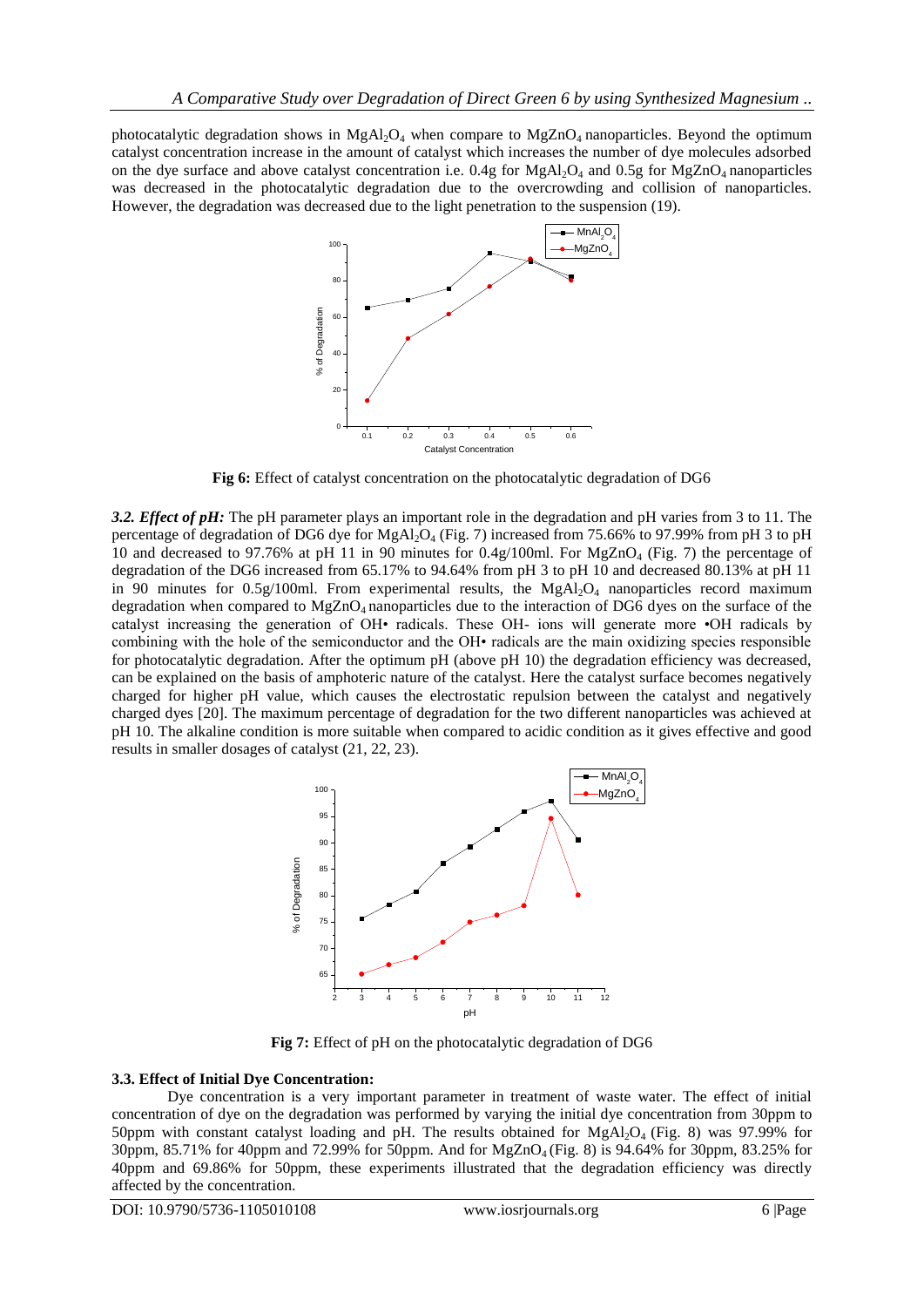photocatalytic degradation shows in $MgAl_2O_4$ when compare to $MgZnO_4$ nanoparticles. Beyond the optimum catalyst concentration increase in the amount of catalyst which increases the number of dye molecules adsorbed on the dye surface and above catalyst concentration i.e. 0.4g for $MgAl_2O_4$ and 0.5g for $MgZnO_4$ nanoparticles was decreased in the photocatalytic degradation due to the overcrowding and collision of nanoparticles. However, the degradation was decreased due to the light penetration to the suspension (19).

**Fig 6:** Effect of catalyst concentration on the photocatalytic degradation of DG6

***3.2. Effect of pH:*** The pH parameter plays an important role in the degradation and pH varies from 3 to 11. The percentage of degradation of DG6 dye for $MgAl_2O_4$ (Fig. 7) increased from 75.66% to 97.99% from pH 3 to pH 10 and decreased to 97.76% at pH 11 in 90 minutes for 0.4g/100ml. For $MgZnO_4$ (Fig. 7) the percentage of degradation of the DG6 increased from 65.17% to 94.64% from pH 3 to pH 10 and decreased 80.13% at pH 11 in 90 minutes for 0.5g/100ml. From experimental results, the $MgAl_2O_4$ nanoparticles record maximum degradation when compared to $MgZnO_4$ nanoparticles due to the interaction of DG6 dyes on the surface of the catalyst increasing the generation of OH• radicals. These OH- ions will generate more •OH radicals by combining with the hole of the semiconductor and the OH• radicals are the main oxidizing species responsible for photocatalytic degradation. After the optimum pH (above pH 10) the degradation efficiency was decreased, can be explained on the basis of amphoteric nature of the catalyst. Here the catalyst surface becomes negatively charged for higher pH value, which causes the electrostatic repulsion between the catalyst and negatively charged dyes [20]. The maximum percentage of degradation for the two different nanoparticles was achieved at pH 10. The alkaline condition is more suitable when compared to acidic condition as it gives effective and good results in smaller dosages of catalyst (21, 22, 23).

**Fig 7:** Effect of pH on the photocatalytic degradation of DG6

**3.3. Effect of Initial Dye Concentration:**

Dye concentration is a very important parameter in treatment of waste water. The effect of initial concentration of dye on the degradation was performed by varying the initial dye concentration from 30ppm to 50ppm with constant catalyst loading and pH. The results obtained for $MgAl_2O_4$ (Fig. 8) was 97.99% for 30ppm, 85.71% for 40ppm and 72.99% for 50ppm. And for $MgZnO_4$ (Fig. 8) is 94.64% for 30ppm, 83.25% for 40ppm and 69.86% for 50ppm, these experiments illustrated that the degradation efficiency was directly affected by the concentration.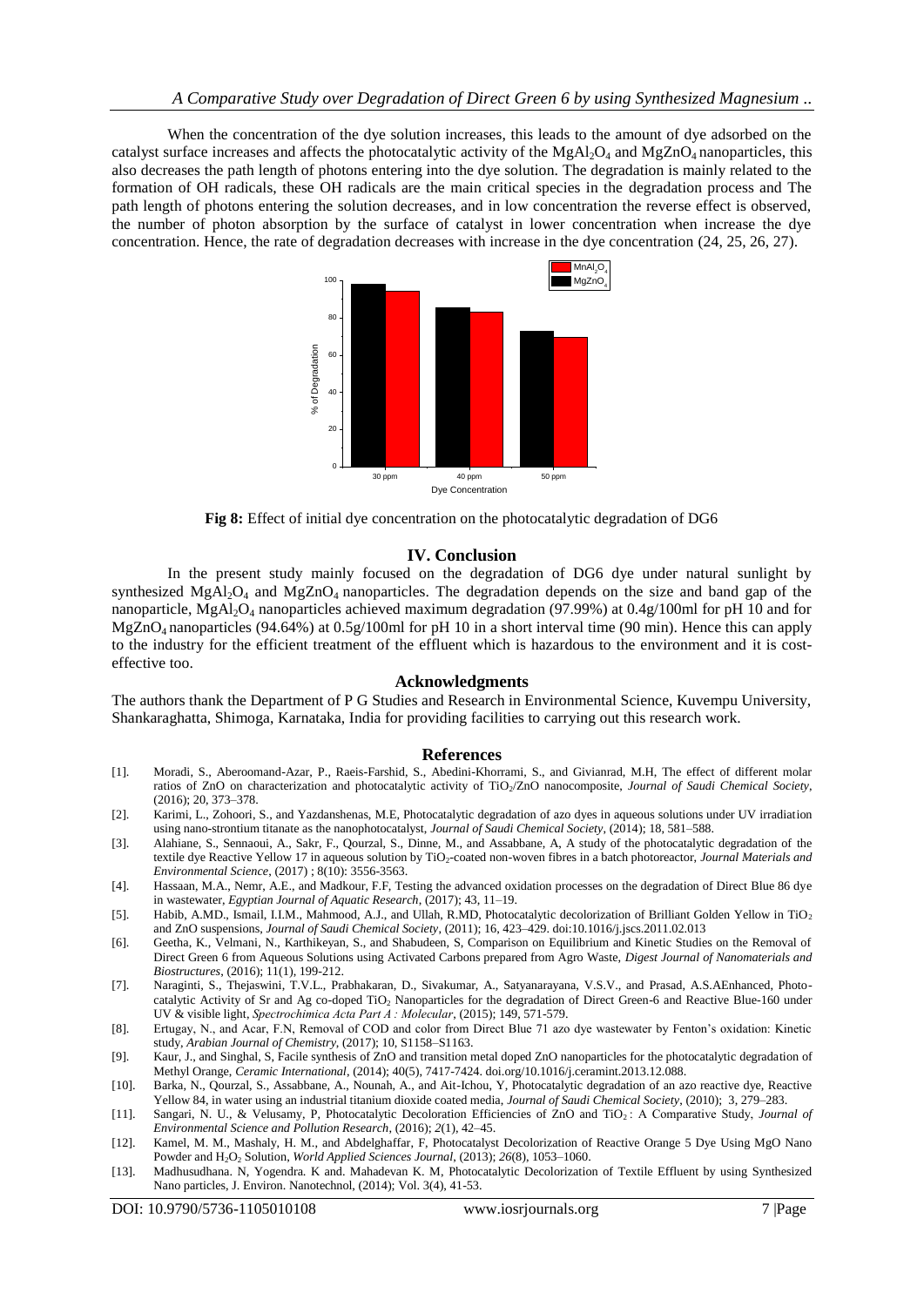When the concentration of the dye solution increases, this leads to the amount of dye adsorbed on the catalyst surface increases and affects the photocatalytic activity of the $MgAl_2O_4$ and $MgZnO_4$ nanoparticles, this also decreases the path length of photons entering into the dye solution. The degradation is mainly related to the formation of OH radicals, these OH radicals are the main critical species in the degradation process and The path length of photons entering the solution decreases, and in low concentration the reverse effect is observed, the number of photon absorption by the surface of catalyst in lower concentration when increase the dye concentration. Hence, the rate of degradation decreases with increase in the dye concentration (24, 25, 26, 27).

$MnAl_2O_4$

$MgZnO_4$

% of Degradation

0

20

40

60

80

100

30 ppm

40 ppm

50 ppm

Dye Concentration

**Fig 8:** Effect of initial dye concentration on the photocatalytic degradation of DG6

## IV. Conclusion

In the present study mainly focused on the degradation of DG6 dye under natural sunlight by synthesized $MgAl_2O_4$ and $MgZnO_4$ nanoparticles. The degradation depends on the size and band gap of the nanoparticle, $MgAl_2O_4$ nanoparticles achieved maximum degradation (97.99%) at 0.4g/100ml for pH 10 and for $MgZnO_4$ nanoparticles (94.64%) at 0.5g/100ml for pH 10 in a short interval time (90 min). Hence this can apply to the industry for the efficient treatment of the effluent which is hazardous to the environment and it is cost-effective too.

## Acknowledgments

The authors thank the Department of P G Studies and Research in Environmental Science, Kuvempu University, Shankaraghatta, Shimoga, Karnataka, India for providing facilities to carrying out this research work.

## References

[1]. Moradi, S., Aberoomand-Azar, P., Raeis-Farshid, S., Abedini-Khorrami, S., and Givianrad, M.H, The effect of different molar ratios of ZnO on characterization and photocatalytic activity of $TiO_2$/ZnO nanocomposite, *Journal of Saudi Chemical Society*, (2016); 20, 373–378.

[2]. Karimi, L., Zohoori, S., and Yazdanshenas, M.E, Photocatalytic degradation of azo dyes in aqueous solutions under UV irradiation using nano-strontium titanate as the nanophotocatalyst, *Journal of Saudi Chemical Society*, (2014); 18, 581–588.

[3]. Alahiane, S., Sennaoui, A., Sakr, F., Qourzal, S., Dinne, M., and Assabbane, A, A study of the photocatalytic degradation of the textile dye Reactive Yellow 17 in aqueous solution by $TiO_2$-coated non-woven fibres in a batch photoreactor, *Journal Materials and Environmental Science*, (2017) ; 8(10): 3556-3563.

[4]. Hassaan, M.A., Nemr, A.E., and Madkour, F.F, Testing the advanced oxidation processes on the degradation of Direct Blue 86 dye in wastewater, *Egyptian Journal of Aquatic Research*, (2017); 43, 11–19.

[5]. Habib, A.MD., Ismail, I.I.M., Mahmood, A.J., and Ullah, R.MD, Photocatalytic decolorization of Brilliant Golden Yellow in $TiO_2$ and ZnO suspensions, *Journal of Saudi Chemical Society*, (2011); 16, 423–429. doi:10.1016/j.jscs.2011.02.013

[6]. Geetha, K., Velmani, N., Karthikeyan, S., and Shabudeen, S, Comparison on Equilibrium and Kinetic Studies on the Removal of Direct Green 6 from Aqueous Solutions using Activated Carbons prepared from Agro Waste, *Digest Journal of Nanomaterials and Biostructures*, (2016); 11(1), 199-212.

[7]. Naraginti, S., Thejaswini, T.V.L., Prabhakaran, D., Sivakumar, A., Satyanarayana, V.S.V., and Prasad, A.S.AEnhanced, Photo-catalytic Activity of Sr and Ag co-doped $TiO_2$ Nanoparticles for the degradation of Direct Green-6 and Reactive Blue-160 under UV & visible light, *Spectrochimica Acta Part A : Molecular*, (2015); 149, 571-579.

[8]. Ertugay, N., and Acar, F.N, Removal of COD and color from Direct Blue 71 azo dye wastewater by Fenton's oxidation: Kinetic study, *Arabian Journal of Chemistry*, (2017); 10, S1158–S1163.

[9]. Kaur, J., and Singhal, S, Facile synthesis of ZnO and transition metal doped ZnO nanoparticles for the photocatalytic degradation of Methyl Orange, *Ceramic International*, (2014); 40(5), 7417-7424. doi.org/10.1016/j.ceramint.2013.12.088.

[10]. Barka, N., Qourzal, S., Assabbane, A., Nounah, A., and Ait-Ichou, Y, Photocatalytic degradation of an azo reactive dye, Reactive Yellow 84, in water using an industrial titanium dioxide coated media, *Journal of Saudi Chemical Society*, (2010); 3, 279–283.

[11]. Sangari, N. U., & Velusamy, P, Photocatalytic Decoloration Efficiencies of ZnO and $TiO_2$ : A Comparative Study, *Journal of Environmental Science and Pollution Research*, (2016); *2*(1), 42–45.

[12]. Kamel, M. M., Mashaly, H. M., and Abdelghaffar, F, Photocatalyst Decolorization of Reactive Orange 5 Dye Using MgO Nano Powder and $H_2O_2$ Solution, *World Applied Sciences Journal*, (2013); *26*(8), 1053–1060.

[13]. Madhusudhana. N, Yogendra. K and. Mahadevan K. M, Photocatalytic Decolorization of Textile Effluent by using Synthesized Nano particles, J. Environ. Nanotechnol, (2014); Vol. 3(4), 41-53.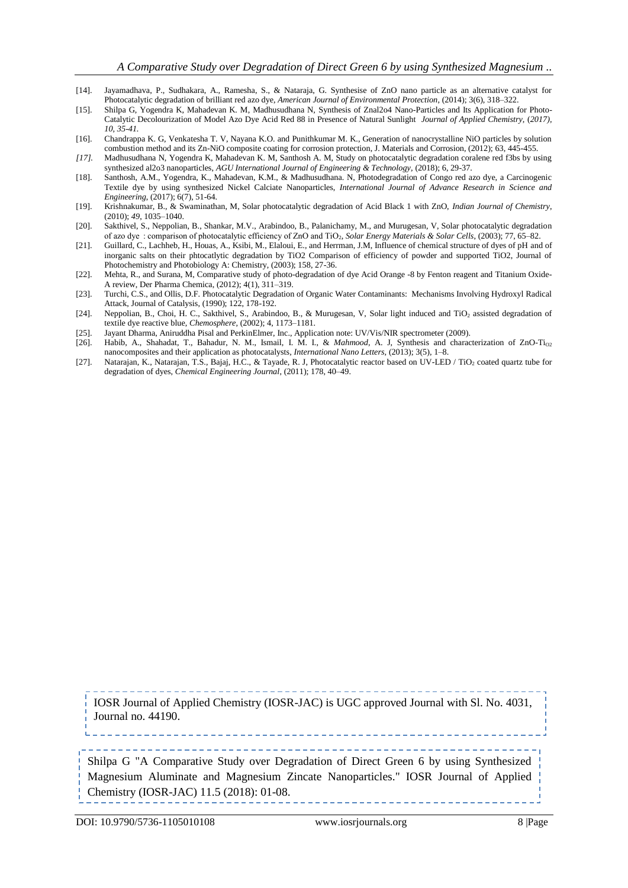[14]. Jayamadhava, P., Sudhakara, A., Ramesha, S., & Nataraja, G. Synthesise of ZnO nano particle as an alternative catalyst for Photocatalytic degradation of brilliant red azo dye, *American Journal of Environmental Protection*, (2014); 3(6), 318–322.

[15]. Shilpa G, Yogendra K, Mahadevan K. M, Madhusudhana N, Synthesis of Znal2o4 Nano-Particles and Its Application for Photo-Catalytic Decolourization of Model Azo Dye Acid Red 88 in Presence of Natural Sunlight *Journal of Applied Chemistry*, (*2017*), *10, 35-41.*

[16]. Chandrappa K. G, Venkatesha T. V, Nayana K.O. and Punithkumar M. K., Generation of nanocrystalline NiO particles by solution combustion method and its Zn-NiO composite coating for corrosion protection, J. Materials and Corrosion, (2012); 63, 445-455.

*[17].* Madhusudhana N, Yogendra K, Mahadevan K. M, Santhosh A. M, Study on photocatalytic degradation coralene red f3bs by using synthesized al2o3 nanoparticles, *AGU International Journal of Engineering & Technology*, (2018); 6, 29-37.

[18]. Santhosh, A.M., Yogendra, K., Mahadevan, K.M., & Madhusudhana. N, Photodegradation of Congo red azo dye, a Carcinogenic Textile dye by using synthesized Nickel Calciate Nanoparticles, *International Journal of Advance Research in Science and Engineering*, (2017); 6(7), 51-64.

[19]. Krishnakumar, B., & Swaminathan, M, Solar photocatalytic degradation of Acid Black 1 with ZnO, *Indian Journal of Chemistry*, (2010); *49*, 1035–1040.

[20]. Sakthivel, S., Neppolian, B., Shankar, M.V., Arabindoo, B., Palanichamy, M., and Murugesan, V, Solar photocatalytic degradation of azo dye : comparison of photocatalytic efficiency of ZnO and $TiO_2$, *Solar Energy Materials & Solar Cells*, (2003); 77, 65–82.

[21]. Guillard, C., Lachheb, H., Houas, A., Ksibi, M., Elaloui, E., and Herrman, J.M, Influence of chemical structure of dyes of pH and of inorganic salts on their phtocatlytic degradation by TiO2 Comparison of efficiency of powder and supported TiO2, Journal of Photochemistry and Photobiology A: Chemistry, (2003); 158, 27-36.

[22]. Mehta, R., and Surana, M, Comparative study of photo-degradation of dye Acid Orange -8 by Fenton reagent and Titanium Oxide-A review, Der Pharma Chemica, (2012); 4(1), 311–319.

[23]. Turchi, C.S., and Ollis, D.F. Photocatalytic Degradation of Organic Water Contaminants: Mechanisms Involving Hydroxyl Radical Attack, Journal of Catalysis, (1990); 122, 178-192.

[24]. Neppolian, B., Choi, H. C., Sakthivel, S., Arabindoo, B., & Murugesan, V, Solar light induced and $TiO_2$ assisted degradation of textile dye reactive blue, *Chemosphere*, (2002); 4, 1173–1181.

[25]. Jayant Dharma, Aniruddha Pisal and PerkinElmer, Inc., Application note: UV/Vis/NIR spectrometer (2009).

[26]. Habib, A., Shahadat, T., Bahadur, N. M., Ismail, I. M. I., & *Mahmood*, A. J, Synthesis and characterization of ZnO-$Ti_{O2}$ nanocomposites and their application as photocatalysts, *International Nano Letters*, (2013); 3(5), 1–8.

[27]. Natarajan, K., Natarajan, T.S., Bajaj, H.C., & Tayade, R. J, Photocatalytic reactor based on UV-LED / $TiO_2$ coated quartz tube for degradation of dyes, *Chemical Engineering Journal*, (2011); 178, 40–49.

IOSR Journal of Applied Chemistry (IOSR-JAC) is UGC approved Journal with Sl. No. 4031, Journal no. 44190.

Shilpa G "A Comparative Study over Degradation of Direct Green 6 by using Synthesized Magnesium Aluminate and Magnesium Zincate Nanoparticles." IOSR Journal of Applied Chemistry (IOSR-JAC) 11.5 (2018): 01-08.